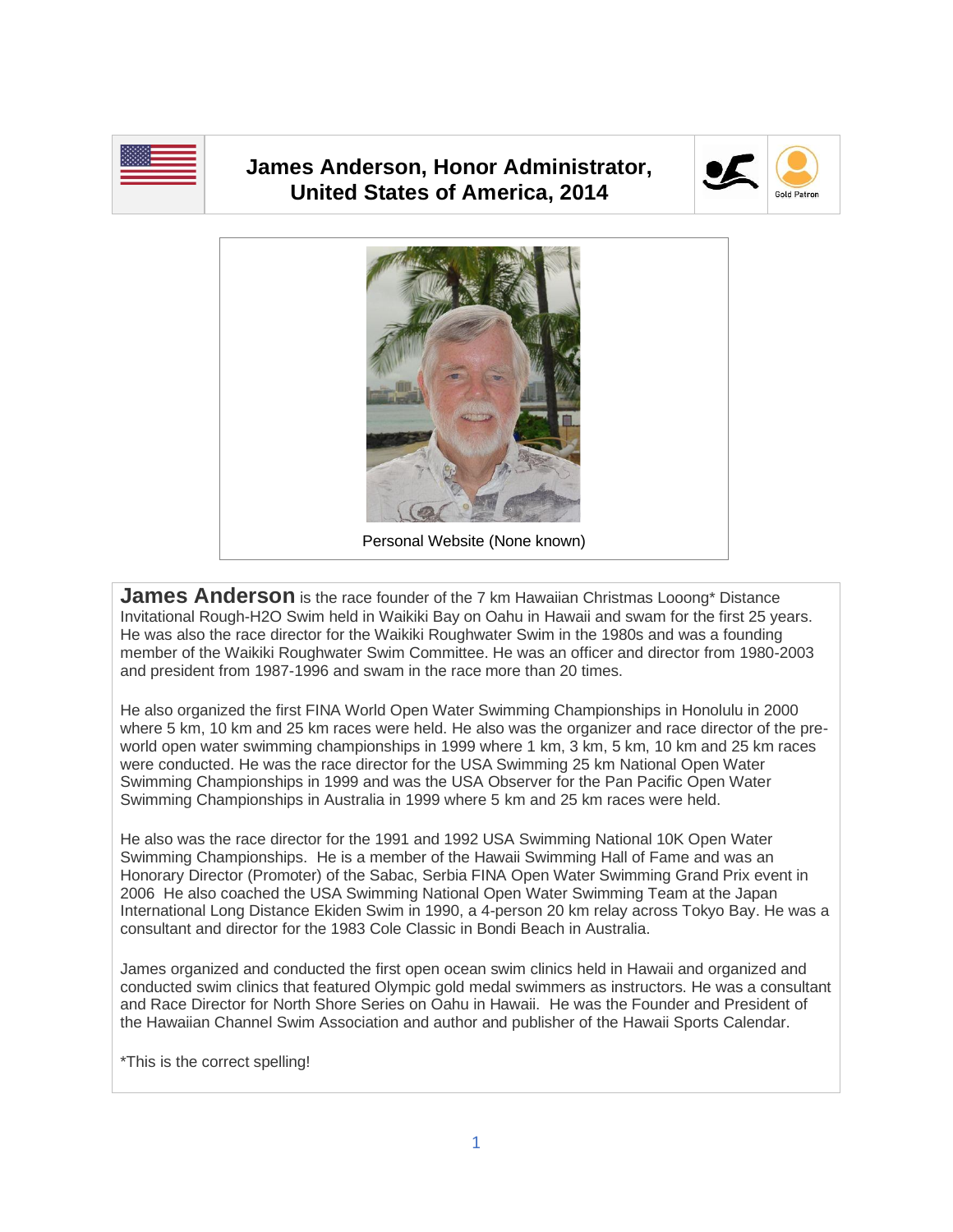# James Anderson, Honor Administrator, United States of America, 2014

Gold Patron

Personal Website (None known)

**James Anderson** is the race founder of the 7 km Hawaiian Christmas Looong* Distance Invitational Rough-H2O Swim held in Waikiki Bay on Oahu in Hawaii and swam for the first 25 years. He was also the race director for the Waikiki Roughwater Swim in the 1980s and was a founding member of the Waikiki Roughwater Swim Committee. He was an officer and director from 1980-2003 and president from 1987-1996 and swam in the race more than 20 times.

He also organized the first FINA World Open Water Swimming Championships in Honolulu in 2000 where 5 km, 10 km and 25 km races were held. He also was the organizer and race director of the pre-world open water swimming championships in 1999 where 1 km, 3 km, 5 km, 10 km and 25 km races were conducted. He was the race director for the USA Swimming 25 km National Open Water Swimming Championships in 1999 and was the USA Observer for the Pan Pacific Open Water Swimming Championships in Australia in 1999 where 5 km and 25 km races were held.

He also was the race director for the 1991 and 1992 USA Swimming National 10K Open Water Swimming Championships. He is a member of the Hawaii Swimming Hall of Fame and was an Honorary Director (Promoter) of the Sabac, Serbia FINA Open Water Swimming Grand Prix event in 2006 He also coached the USA Swimming National Open Water Swimming Team at the Japan International Long Distance Ekiden Swim in 1990, a 4-person 20 km relay across Tokyo Bay. He was a consultant and director for the 1983 Cole Classic in Bondi Beach in Australia.

James organized and conducted the first open ocean swim clinics held in Hawaii and organized and conducted swim clinics that featured Olympic gold medal swimmers as instructors. He was a consultant and Race Director for North Shore Series on Oahu in Hawaii. He was the Founder and President of the Hawaiian Channel Swim Association and author and publisher of the Hawaii Sports Calendar.

*This is the correct spelling!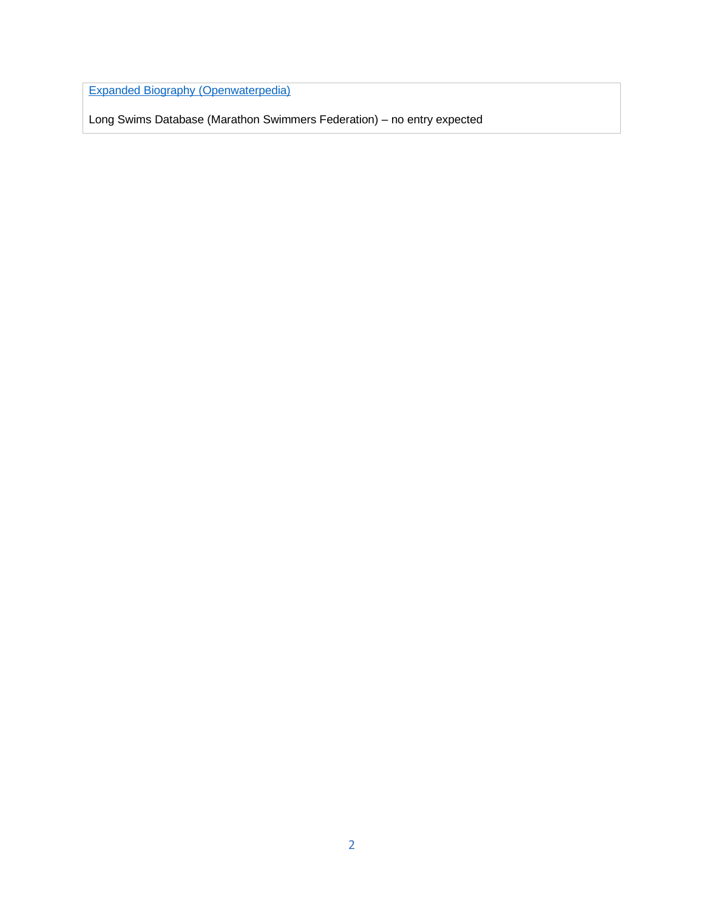Expanded Biography (Openwaterpedia)

Long Swims Database (Marathon Swimmers Federation) – no entry expected